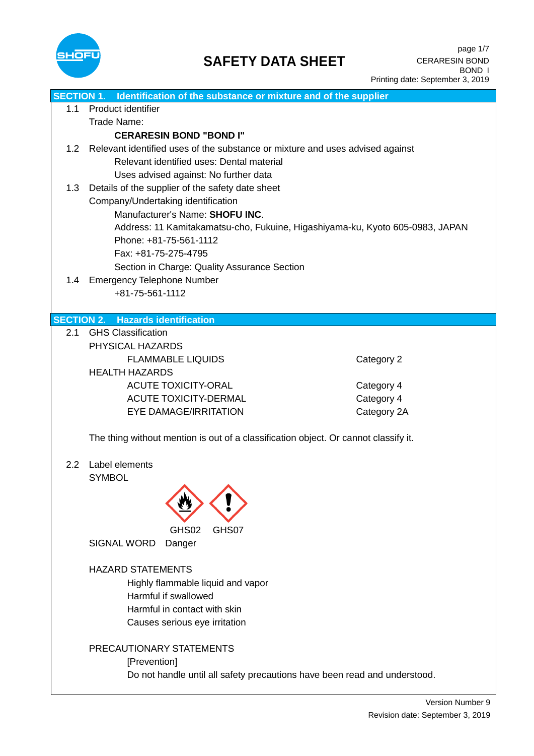# SAFETY DATA SHEET

CERARESIN BOND
BOND Ⅰ
Printing date: September 3, 2019

## SECTION 1. Identification of the substance or mixture and of the supplier

1.1 Product identifier

Trade Name:

**CERARESIN BOND "BOND I"**

1.2 Relevant identified uses of the substance or mixture and uses advised against

Relevant identified uses: Dental material

Uses advised against: No further data

1.3 Details of the supplier of the safety date sheet

Company/Undertaking identification

Manufacturer's Name: **SHOFU INC**.

Address: 11 Kamitakamatsu-cho, Fukuine, Higashiyama-ku, Kyoto 605-0983, JAPAN

Phone: +81-75-561-1112

Fax: +81-75-275-4795

Section in Charge: Quality Assurance Section

1.4 Emergency Telephone Number

+81-75-561-1112

## SECTION 2. Hazards identification

2.1 GHS Classification

PHYSICAL HAZARDS

| | |
|---|---|
| FLAMMABLE LIQUIDS | Category 2 |

HEALTH HAZARDS

| | |
|---|---|
| ACUTE TOXICITY-ORAL | Category 4 |
| ACUTE TOXICITY-DERMAL | Category 4 |
| EYE DAMAGE/IRRITATION | Category 2A |

The thing without mention is out of a classification object. Or cannot classify it.

2.2 Label elements

SYMBOL

GHS02 GHS07

SIGNAL WORD Danger

HAZARD STATEMENTS

Highly flammable liquid and vapor

Harmful if swallowed

Harmful in contact with skin

Causes serious eye irritation

PRECAUTIONARY STATEMENTS

[Prevention]

Do not handle until all safety precautions have been read and understood.

Version Number 9

Revision date: September 3, 2019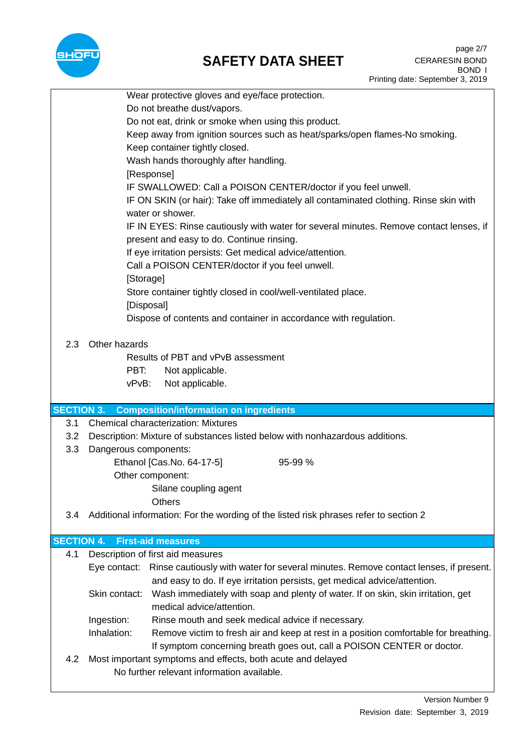Wear protective gloves and eye/face protection.
Do not breathe dust/vapors.
Do not eat, drink or smoke when using this product.
Keep away from ignition sources such as heat/sparks/open flames-No smoking.
Keep container tightly closed.
Wash hands thoroughly after handling.

[Response]
IF SWALLOWED: Call a POISON CENTER/doctor if you feel unwell.
IF ON SKIN (or hair): Take off immediately all contaminated clothing. Rinse skin with water or shower.
IF IN EYES: Rinse cautiously with water for several minutes. Remove contact lenses, if present and easy to do. Continue rinsing.
If eye irritation persists: Get medical advice/attention.
Call a POISON CENTER/doctor if you feel unwell.

[Storage]
Store container tightly closed in cool/well-ventilated place.

[Disposal]
Dispose of contents and container in accordance with regulation.

2.3 Other hazards

Results of PBT and vPvB assessment

PBT: Not applicable.
vPvB: Not applicable.

## SECTION 3. Composition/information on ingredients

3.1 Chemical characterization: Mixtures

3.2 Description: Mixture of substances listed below with nonhazardous additions.

3.3 Dangerous components:

Ethanol [Cas.No. 64-17-5] 95-99 %

Other component:

Silane coupling agent
Others

3.4 Additional information: For the wording of the listed risk phrases refer to section 2

## SECTION 4. First-aid measures

4.1 Description of first aid measures

Eye contact: Rinse cautiously with water for several minutes. Remove contact lenses, if present. and easy to do. If eye irritation persists, get medical advice/attention.

Skin contact: Wash immediately with soap and plenty of water. If on skin, skin irritation, get medical advice/attention.

Ingestion: Rinse mouth and seek medical advice if necessary.

Inhalation: Remove victim to fresh air and keep at rest in a position comfortable for breathing. If symptom concerning breath goes out, call a POISON CENTER or doctor.

4.2 Most important symptoms and effects, both acute and delayed

No further relevant information available.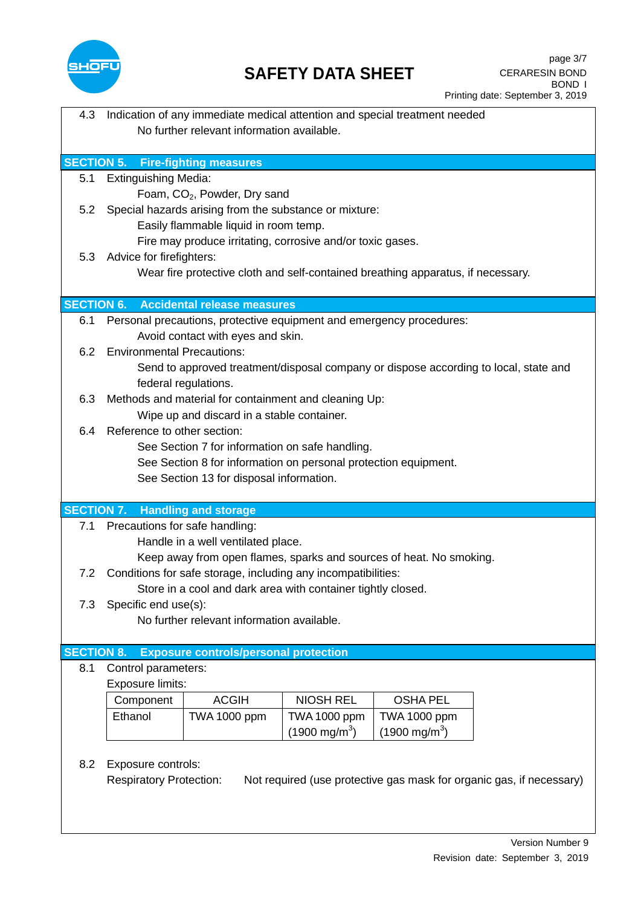4.3 Indication of any immediate medical attention and special treatment needed

No further relevant information available.

## SECTION 5. Fire-fighting measures

5.1 Extinguishing Media:

Foam, $CO_2$, Powder, Dry sand

5.2 Special hazards arising from the substance or mixture:

Easily flammable liquid in room temp.

Fire may produce irritating, corrosive and/or toxic gases.

5.3 Advice for firefighters:

Wear fire protective cloth and self-contained breathing apparatus, if necessary.

## SECTION 6. Accidental release measures

6.1 Personal precautions, protective equipment and emergency procedures:

Avoid contact with eyes and skin.

6.2 Environmental Precautions:

Send to approved treatment/disposal company or dispose according to local, state and federal regulations.

6.3 Methods and material for containment and cleaning Up:

Wipe up and discard in a stable container.

6.4 Reference to other section:

See Section 7 for information on safe handling.

See Section 8 for information on personal protection equipment.

See Section 13 for disposal information.

## SECTION 7. Handling and storage

7.1 Precautions for safe handling:

Handle in a well ventilated place.

Keep away from open flames, sparks and sources of heat. No smoking.

7.2 Conditions for safe storage, including any incompatibilities:

Store in a cool and dark area with container tightly closed.

7.3 Specific end use(s):

No further relevant information available.

## SECTION 8. Exposure controls/personal protection

8.1 Control parameters:

Exposure limits:

| Component | ACGIH | NIOSH REL | OSHA PEL |
|---|---|---|---|
| Ethanol | TWA 1000 ppm | TWA 1000 ppm (1900 mg/$m^3$) | TWA 1000 ppm (1900 mg/$m^3$) |

8.2 Exposure controls:

Respiratory Protection: Not required (use protective gas mask for organic gas, if necessary)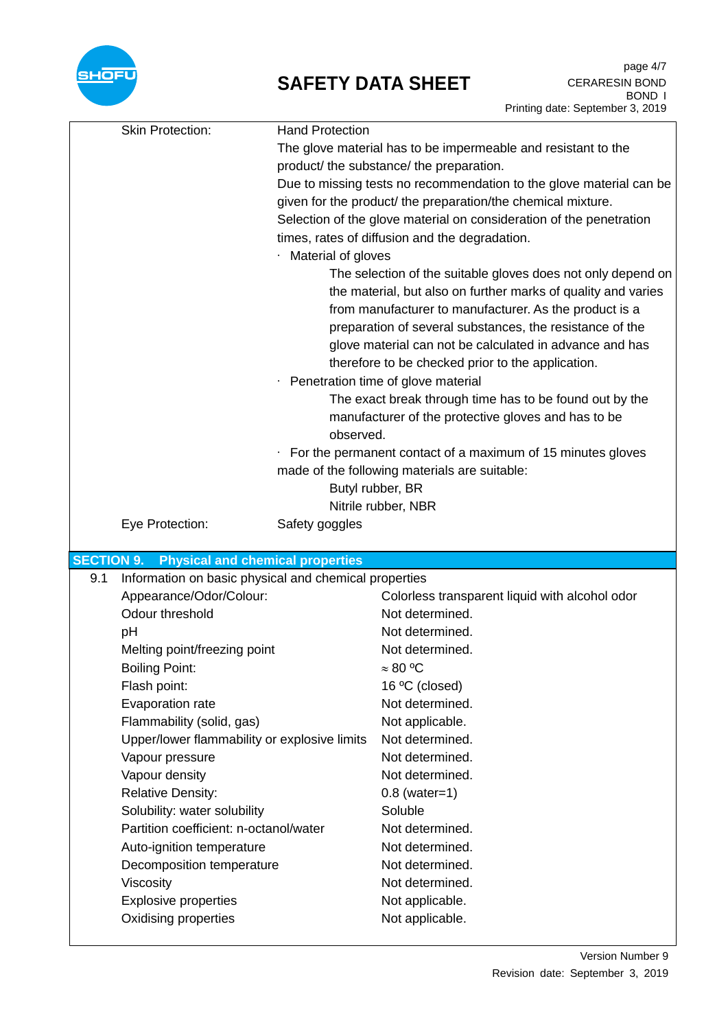Skin Protection: Hand Protection

The glove material has to be impermeable and resistant to the product/ the substance/ the preparation.

Due to missing tests no recommendation to the glove material can be given for the product/ the preparation/the chemical mixture.

Selection of the glove material on consideration of the penetration times, rates of diffusion and the degradation.

· Material of gloves

The selection of the suitable gloves does not only depend on the material, but also on further marks of quality and varies from manufacturer to manufacturer. As the product is a preparation of several substances, the resistance of the glove material can not be calculated in advance and has therefore to be checked prior to the application.

· Penetration time of glove material

The exact break through time has to be found out by the manufacturer of the protective gloves and has to be observed.

· For the permanent contact of a maximum of 15 minutes gloves made of the following materials are suitable:

Butyl rubber, BR

Nitrile rubber, NBR

Eye Protection: Safety goggles

## SECTION 9. Physical and chemical properties

9.1 Information on basic physical and chemical properties

| Property | Value |
|---|---|
| Appearance/Odor/Colour: | Colorless transparent liquid with alcohol odor |
| Odour threshold | Not determined. |
| pH | Not determined. |
| Melting point/freezing point | Not determined. |
| Boiling Point: | ≈ 80 ºC |
| Flash point: | 16 ºC (closed) |
| Evaporation rate | Not determined. |
| Flammability (solid, gas) | Not applicable. |
| Upper/lower flammability or explosive limits | Not determined. |
| Vapour pressure | Not determined. |
| Vapour density | Not determined. |
| Relative Density: | 0.8 (water=1) |
| Solubility: water solubility | Soluble |
| Partition coefficient: n-octanol/water | Not determined. |
| Auto-ignition temperature | Not determined. |
| Decomposition temperature | Not determined. |
| Viscosity | Not determined. |
| Explosive properties | Not applicable. |
| Oxidising properties | Not applicable. |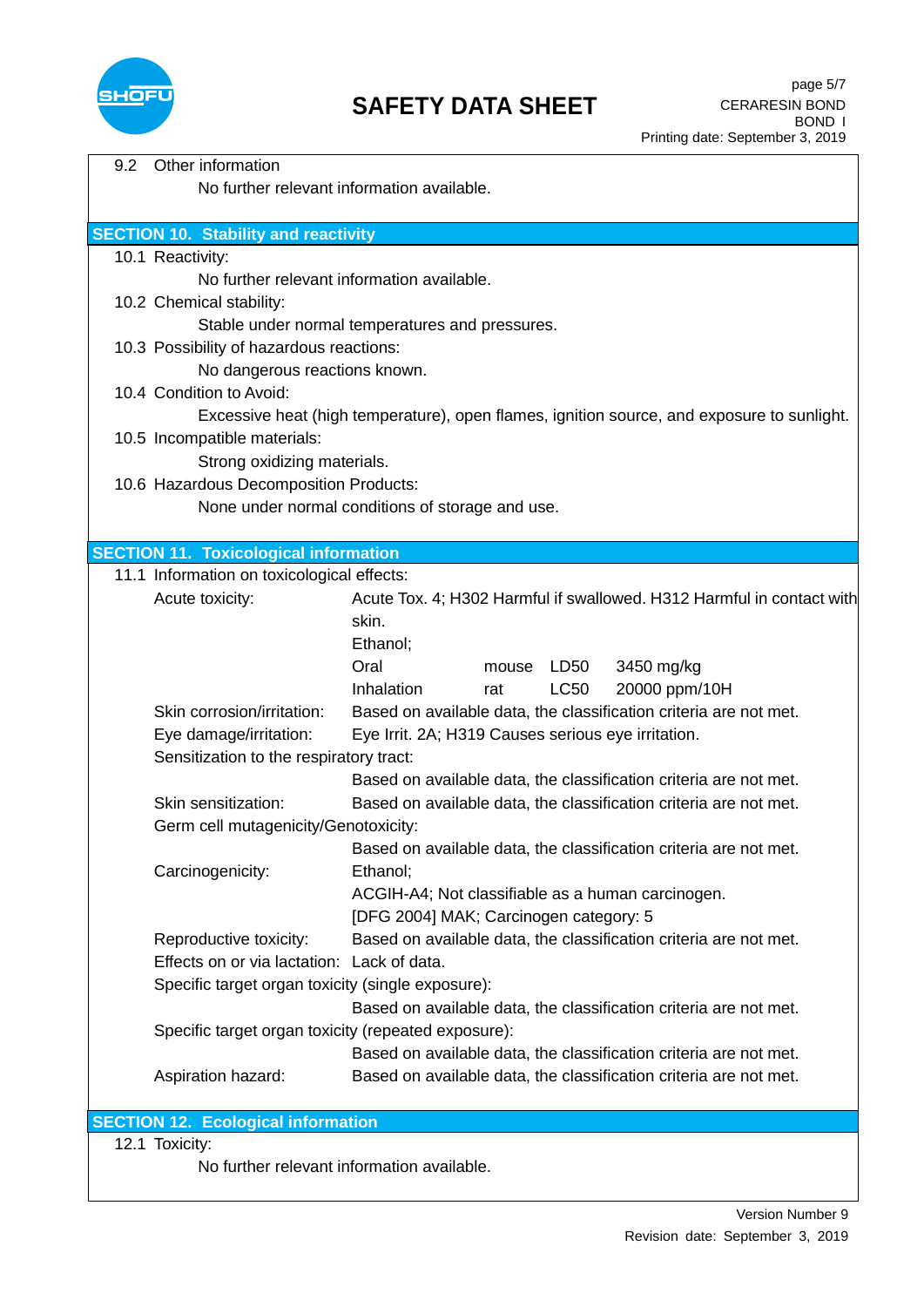9.2 Other information

No further relevant information available.

## SECTION 10. Stability and reactivity

10.1 Reactivity:

No further relevant information available.

10.2 Chemical stability:

Stable under normal temperatures and pressures.

10.3 Possibility of hazardous reactions:

No dangerous reactions known.

10.4 Condition to Avoid:

Excessive heat (high temperature), open flames, ignition source, and exposure to sunlight.

10.5 Incompatible materials:

Strong oxidizing materials.

10.6 Hazardous Decomposition Products:

None under normal conditions of storage and use.

## SECTION 11. Toxicological information

11.1 Information on toxicological effects:

Acute toxicity: Acute Tox. 4; H302 Harmful if swallowed. H312 Harmful in contact with skin.

Ethanol;

| | | | |
|---|---|---|---|
| Oral | mouse | LD50 | 3450 mg/kg |
| Inhalation | rat | LC50 | 20000 ppm/10H |

Skin corrosion/irritation: Based on available data, the classification criteria are not met.

Eye damage/irritation: Eye Irrit. 2A; H319 Causes serious eye irritation.

Sensitization to the respiratory tract:

Based on available data, the classification criteria are not met.

Skin sensitization: Based on available data, the classification criteria are not met.

Germ cell mutagenicity/Genotoxicity:

Based on available data, the classification criteria are not met.

Carcinogenicity: Ethanol;

ACGIH-A4; Not classifiable as a human carcinogen.

[DFG 2004] MAK; Carcinogen category: 5

Reproductive toxicity: Based on available data, the classification criteria are not met.

Effects on or via lactation: Lack of data.

Specific target organ toxicity (single exposure):

Based on available data, the classification criteria are not met.

Specific target organ toxicity (repeated exposure):

Based on available data, the classification criteria are not met.

Aspiration hazard: Based on available data, the classification criteria are not met.

## SECTION 12. Ecological information

12.1 Toxicity:

No further relevant information available.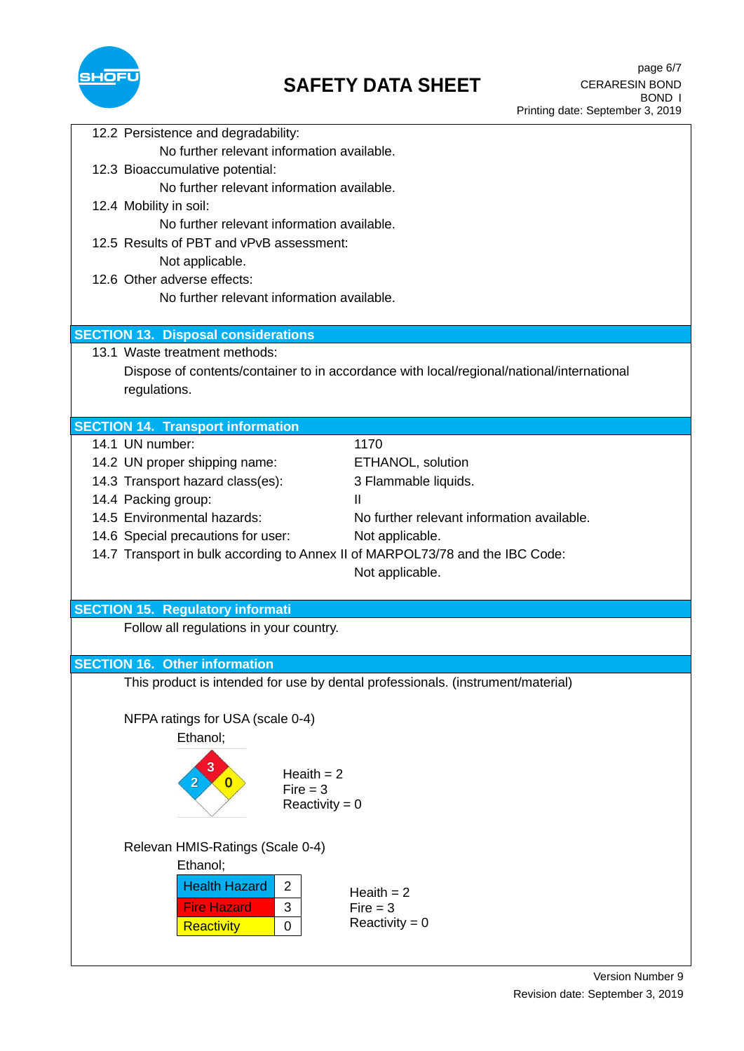12.2 Persistence and degradability:

No further relevant information available.

12.3 Bioaccumulative potential:

No further relevant information available.

12.4 Mobility in soil:

No further relevant information available.

12.5 Results of PBT and vPvB assessment:

Not applicable.

12.6 Other adverse effects:

No further relevant information available.

## SECTION 13. Disposal considerations

13.1 Waste treatment methods:

Dispose of contents/container to in accordance with local/regional/national/international regulations.

## SECTION 14. Transport information

| | |
|---|---|
| 14.1 UN number: | 1170 |
| 14.2 UN proper shipping name: | ETHANOL, solution |
| 14.3 Transport hazard class(es): | 3 Flammable liquids. |
| 14.4 Packing group: | II |
| 14.5 Environmental hazards: | No further relevant information available. |
| 14.6 Special precautions for user: | Not applicable. |

14.7 Transport in bulk according to Annex II of MARPOL73/78 and the IBC Code:

Not applicable.

## SECTION 15. Regulatory informati

Follow all regulations in your country.

## SECTION 16. Other information

This product is intended for use by dental professionals. (instrument/material)

NFPA ratings for USA (scale 0-4)

Ethanol;

Heaith = 2
Fire = 3
Reactivity = 0

Relevan HMIS-Ratings (Scale 0-4)

Ethanol;

| Health Hazard | 2 |
|---|---|
| Fire Hazard | 3 |
| Reactivity | 0 |

Heaith = 2
Fire = 3
Reactivity = 0

Version Number 9

Revision date: September 3, 2019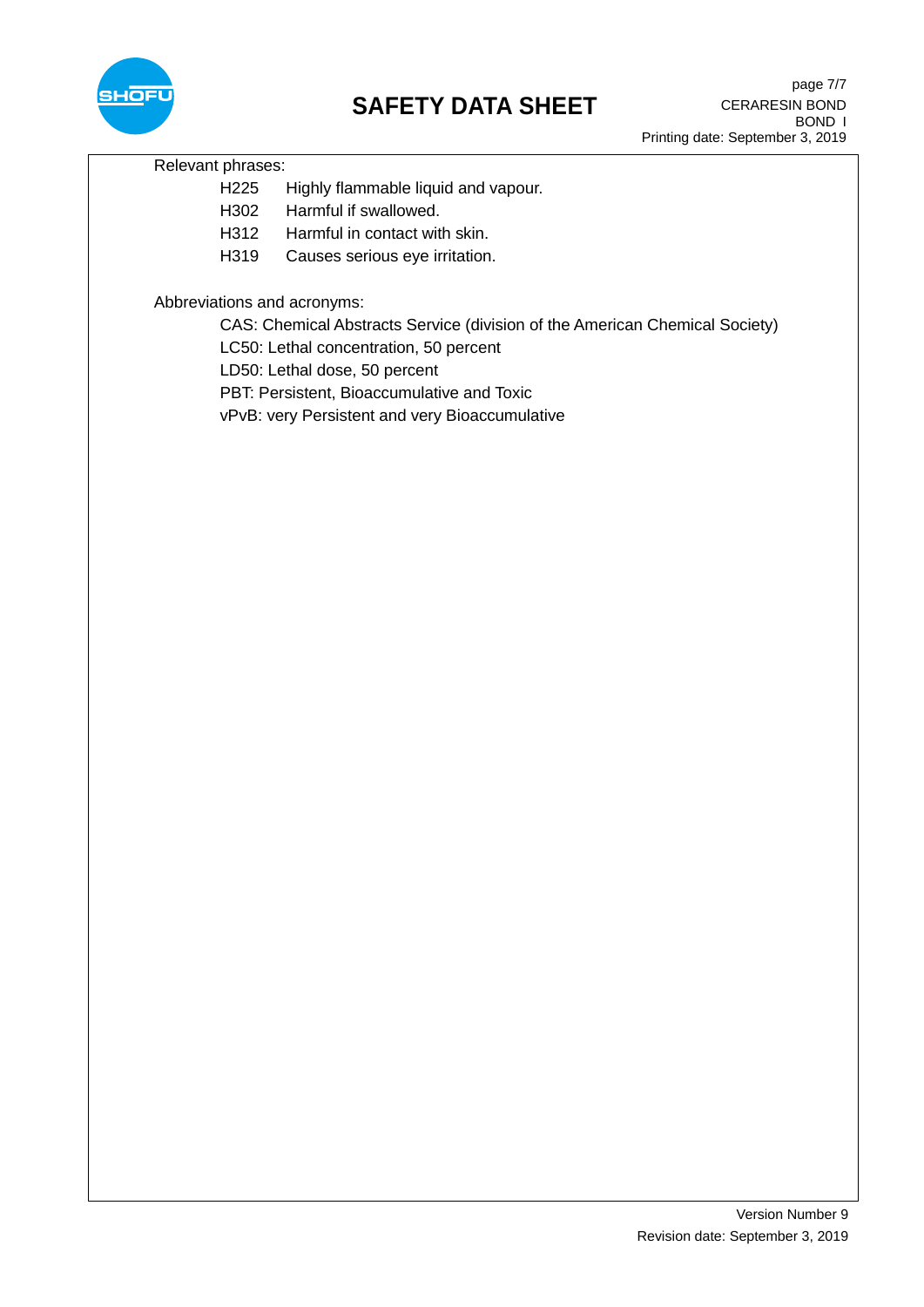Relevant phrases:

- H225 Highly flammable liquid and vapour.
- H302 Harmful if swallowed.
- H312 Harmful in contact with skin.
- H319 Causes serious eye irritation.

Abbreviations and acronyms:

- CAS: Chemical Abstracts Service (division of the American Chemical Society)
- LC50: Lethal concentration, 50 percent
- LD50: Lethal dose, 50 percent
- PBT: Persistent, Bioaccumulative and Toxic
- vPvB: very Persistent and very Bioaccumulative